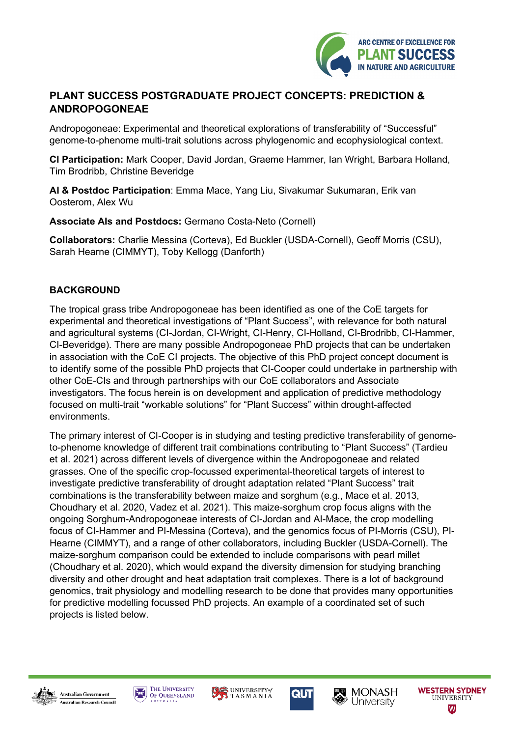## PLANT SUCCESS POSTGRADUATE PROJECT CONCEPTS: PREDICTION & ANDROPOGONEAE

Andropogoneae: Experimental and theoretical explorations of transferability of "Successful" genome-to-phenome multi-trait solutions across phylogenomic and ecophysiological context.

**CI Participation:** Mark Cooper, David Jordan, Graeme Hammer, Ian Wright, Barbara Holland, Tim Brodribb, Christine Beveridge

**AI & Postdoc Participation**: Emma Mace, Yang Liu, Sivakumar Sukumaran, Erik van Oosterom, Alex Wu

**Associate AIs and Postdocs:** Germano Costa-Neto (Cornell)

**Collaborators:** Charlie Messina (Corteva), Ed Buckler (USDA-Cornell), Geoff Morris (CSU), Sarah Hearne (CIMMYT), Toby Kellogg (Danforth)

### BACKGROUND

The tropical grass tribe Andropogoneae has been identified as one of the CoE targets for experimental and theoretical investigations of "Plant Success", with relevance for both natural and agricultural systems (CI-Jordan, CI-Wright, CI-Henry, CI-Holland, CI-Brodribb, CI-Hammer, CI-Beveridge). There are many possible Andropogoneae PhD projects that can be undertaken in association with the CoE CI projects. The objective of this PhD project concept document is to identify some of the possible PhD projects that CI-Cooper could undertake in partnership with other CoE-CIs and through partnerships with our CoE collaborators and Associate investigators. The focus herein is on development and application of predictive methodology focused on multi-trait "workable solutions" for "Plant Success" within drought-affected environments.

The primary interest of CI-Cooper is in studying and testing predictive transferability of genome-to-phenome knowledge of different trait combinations contributing to "Plant Success" (Tardieu et al. 2021) across different levels of divergence within the Andropogoneae and related grasses. One of the specific crop-focussed experimental-theoretical targets of interest to investigate predictive transferability of drought adaptation related "Plant Success" trait combinations is the transferability between maize and sorghum (e.g., Mace et al. 2013, Choudhary et al. 2020, Vadez et al. 2021). This maize-sorghum crop focus aligns with the ongoing Sorghum-Andropogoneae interests of CI-Jordan and AI-Mace, the crop modelling focus of CI-Hammer and PI-Messina (Corteva), and the genomics focus of PI-Morris (CSU), PI-Hearne (CIMMYT), and a range of other collaborators, including Buckler (USDA-Cornell). The maize-sorghum comparison could be extended to include comparisons with pearl millet (Choudhary et al. 2020), which would expand the diversity dimension for studying branching diversity and other drought and heat adaptation trait complexes. There is a lot of background genomics, trait physiology and modelling research to be done that provides many opportunities for predictive modelling focussed PhD projects. An example of a coordinated set of such projects is listed below.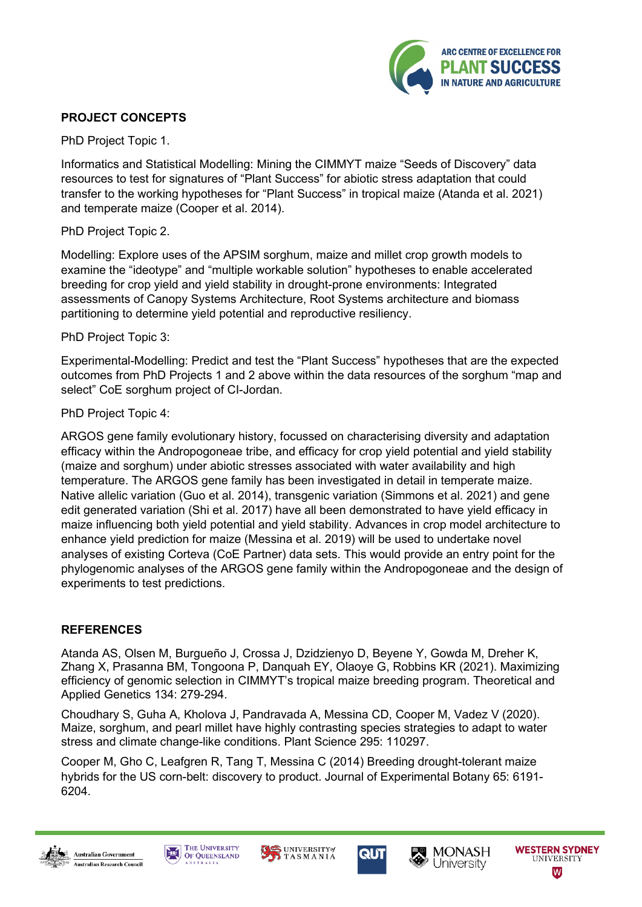## PROJECT CONCEPTS

PhD Project Topic 1.

Informatics and Statistical Modelling: Mining the CIMMYT maize "Seeds of Discovery" data resources to test for signatures of "Plant Success" for abiotic stress adaptation that could transfer to the working hypotheses for "Plant Success" in tropical maize (Atanda et al. 2021) and temperate maize (Cooper et al. 2014).

PhD Project Topic 2.

Modelling: Explore uses of the APSIM sorghum, maize and millet crop growth models to examine the "ideotype" and "multiple workable solution" hypotheses to enable accelerated breeding for crop yield and yield stability in drought-prone environments: Integrated assessments of Canopy Systems Architecture, Root Systems architecture and biomass partitioning to determine yield potential and reproductive resiliency.

PhD Project Topic 3:

Experimental-Modelling: Predict and test the "Plant Success" hypotheses that are the expected outcomes from PhD Projects 1 and 2 above within the data resources of the sorghum "map and select" CoE sorghum project of CI-Jordan.

PhD Project Topic 4:

ARGOS gene family evolutionary history, focussed on characterising diversity and adaptation efficacy within the Andropogoneae tribe, and efficacy for crop yield potential and yield stability (maize and sorghum) under abiotic stresses associated with water availability and high temperature. The ARGOS gene family has been investigated in detail in temperate maize. Native allelic variation (Guo et al. 2014), transgenic variation (Simmons et al. 2021) and gene edit generated variation (Shi et al. 2017) have all been demonstrated to have yield efficacy in maize influencing both yield potential and yield stability. Advances in crop model architecture to enhance yield prediction for maize (Messina et al. 2019) will be used to undertake novel analyses of existing Corteva (CoE Partner) data sets. This would provide an entry point for the phylogenomic analyses of the ARGOS gene family within the Andropogoneae and the design of experiments to test predictions.

## REFERENCES

Atanda AS, Olsen M, Burgueño J, Crossa J, Dzidzienyo D, Beyene Y, Gowda M, Dreher K, Zhang X, Prasanna BM, Tongoona P, Danquah EY, Olaoye G, Robbins KR (2021). Maximizing efficiency of genomic selection in CIMMYT's tropical maize breeding program. Theoretical and Applied Genetics 134: 279-294.

Choudhary S, Guha A, Kholova J, Pandravada A, Messina CD, Cooper M, Vadez V (2020). Maize, sorghum, and pearl millet have highly contrasting species strategies to adapt to water stress and climate change-like conditions. Plant Science 295: 110297.

Cooper M, Gho C, Leafgren R, Tang T, Messina C (2014) Breeding drought-tolerant maize hybrids for the US corn-belt: discovery to product. Journal of Experimental Botany 65: 6191-6204.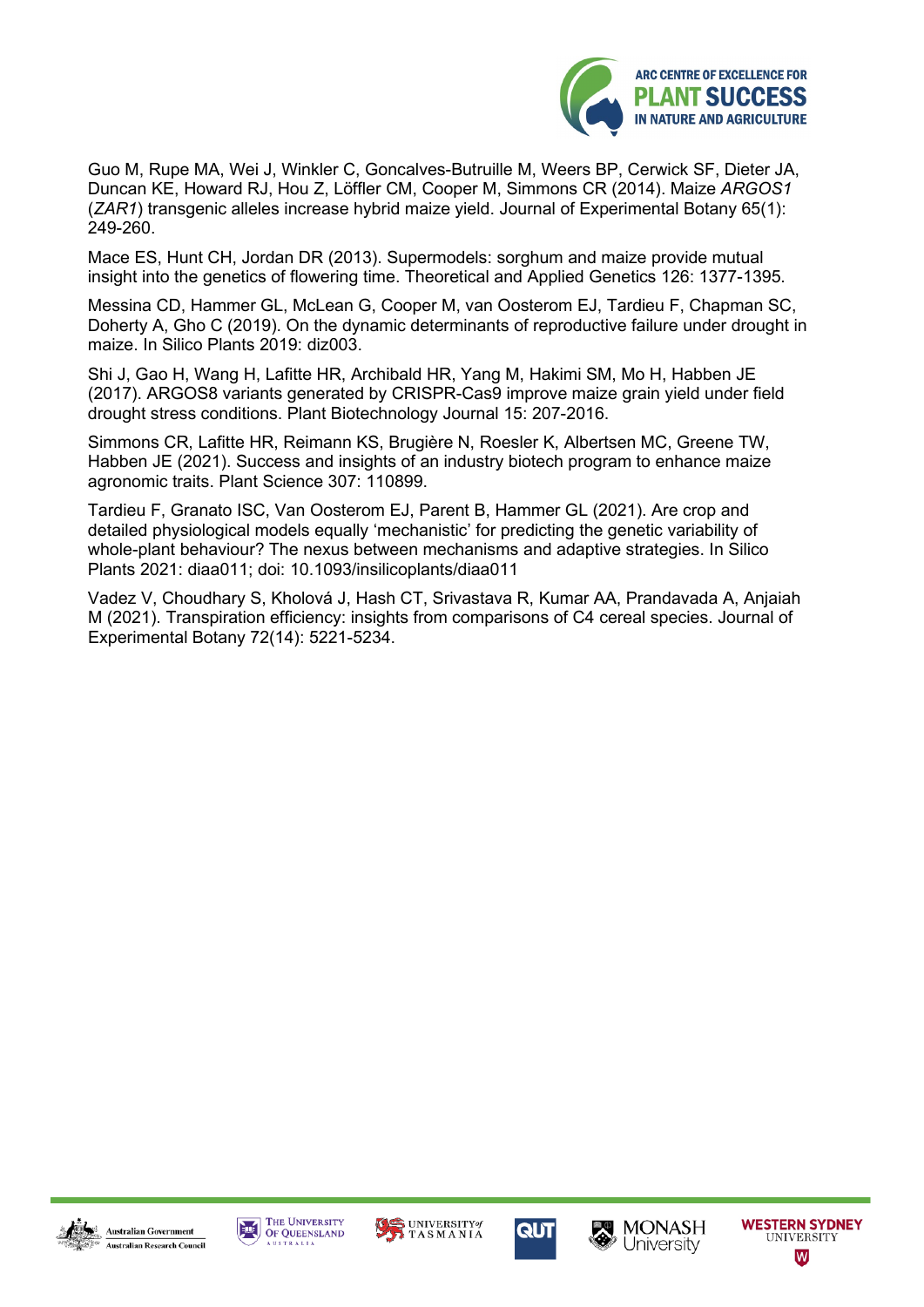Guo M, Rupe MA, Wei J, Winkler C, Goncalves-Butruille M, Weers BP, Cerwick SF, Dieter JA, Duncan KE, Howard RJ, Hou Z, Löffler CM, Cooper M, Simmons CR (2014). Maize *ARGOS1* (*ZAR1*) transgenic alleles increase hybrid maize yield. Journal of Experimental Botany 65(1): 249-260.

Mace ES, Hunt CH, Jordan DR (2013). Supermodels: sorghum and maize provide mutual insight into the genetics of flowering time. Theoretical and Applied Genetics 126: 1377-1395.

Messina CD, Hammer GL, McLean G, Cooper M, van Oosterom EJ, Tardieu F, Chapman SC, Doherty A, Gho C (2019). On the dynamic determinants of reproductive failure under drought in maize. In Silico Plants 2019: diz003.

Shi J, Gao H, Wang H, Lafitte HR, Archibald HR, Yang M, Hakimi SM, Mo H, Habben JE (2017). ARGOS8 variants generated by CRISPR-Cas9 improve maize grain yield under field drought stress conditions. Plant Biotechnology Journal 15: 207-2016.

Simmons CR, Lafitte HR, Reimann KS, Brugière N, Roesler K, Albertsen MC, Greene TW, Habben JE (2021). Success and insights of an industry biotech program to enhance maize agronomic traits. Plant Science 307: 110899.

Tardieu F, Granato ISC, Van Oosterom EJ, Parent B, Hammer GL (2021). Are crop and detailed physiological models equally 'mechanistic' for predicting the genetic variability of whole-plant behaviour? The nexus between mechanisms and adaptive strategies. In Silico Plants 2021: diaa011; doi: 10.1093/insilicoplants/diaa011

Vadez V, Choudhary S, Kholová J, Hash CT, Srivastava R, Kumar AA, Prandavada A, Anjaiah M (2021). Transpiration efficiency: insights from comparisons of C4 cereal species. Journal of Experimental Botany 72(14): 5221-5234.